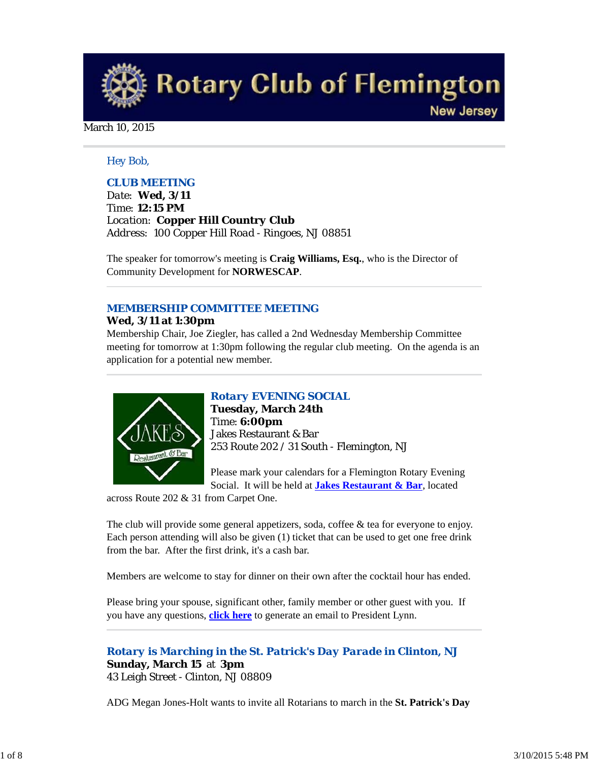# Rotary Club of Flemington

New Jersey

March 10, 2015

Hey Bob,

## CLUB MEETING

Date: **Wed, 3/11**
Time: **12:15 PM**
Location: **Copper Hill Country Club**
Address: 100 Copper Hill Road - Ringoes, NJ 08851

The speaker for tomorrow's meeting is **Craig Williams, Esq.**, who is the Director of Community Development for **NORWESCAP**.

---

## MEMBERSHIP COMMITTEE MEETING

**Wed, 3/11 at 1:30pm**

Membership Chair, Joe Ziegler, has called a 2nd Wednesday Membership Committee meeting for tomorrow at 1:30pm following the regular club meeting. On the agenda is an application for a potential new member.

---

## Rotary EVENING SOCIAL

**Tuesday, March 24th**
Time: **6:00pm**
Jakes Restaurant & Bar
253 Route 202 / 31 South - Flemington, NJ

Please mark your calendars for a Flemington Rotary Evening Social. It will be held at **Jakes Restaurant & Bar**, located across Route 202 & 31 from Carpet One.

The club will provide some general appetizers, soda, coffee & tea for everyone to enjoy. Each person attending will also be given (1) ticket that can be used to get one free drink from the bar. After the first drink, it's a cash bar.

Members are welcome to stay for dinner on their own after the cocktail hour has ended.

Please bring your spouse, significant other, family member or other guest with you. If you have any questions, **click here** to generate an email to President Lynn.

---

## Rotary is Marching in the St. Patrick's Day Parade in Clinton, NJ

**Sunday, March 15** at **3pm**
43 Leigh Street - Clinton, NJ 08809

ADG Megan Jones-Holt wants to invite all Rotarians to march in the **St. Patrick's Day**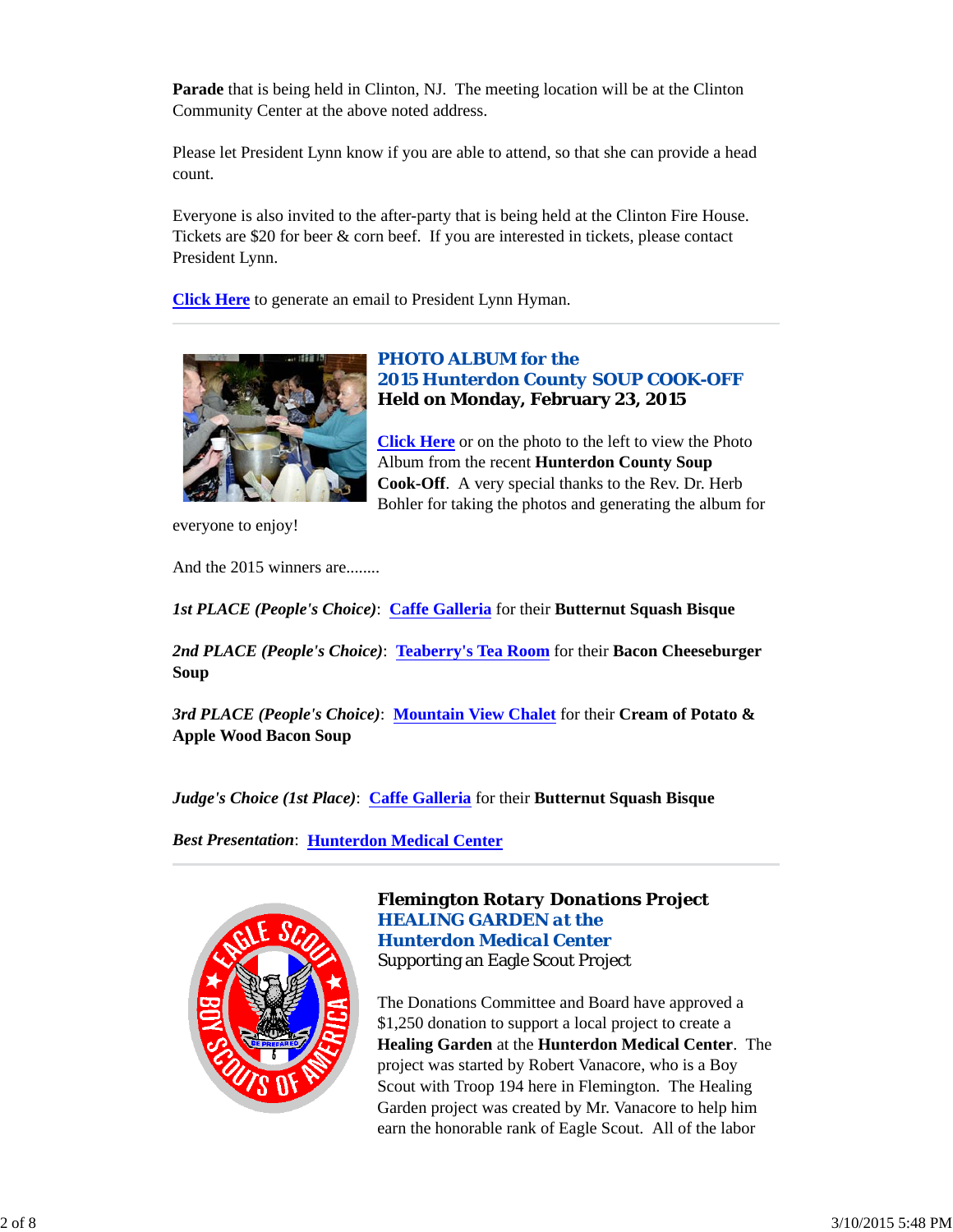**Parade** that is being held in Clinton, NJ. The meeting location will be at the Clinton Community Center at the above noted address.

Please let President Lynn know if you are able to attend, so that she can provide a head count.

Everyone is also invited to the after-party that is being held at the Clinton Fire House. Tickets are $20 for beer & corn beef. If you are interested in tickets, please contact President Lynn.

**Click Here** to generate an email to President Lynn Hyman.

---

## PHOTO ALBUM for the 2015 Hunterdon County SOUP COOK-OFF

### Held on Monday, February 23, 2015

**Click Here** or on the photo to the left to view the Photo Album from the recent **Hunterdon County Soup Cook-Off**. A very special thanks to the Rev. Dr. Herb Bohler for taking the photos and generating the album for everyone to enjoy!

And the 2015 winners are........

*1st PLACE (People's Choice)*: Caffe Galleria for their **Butternut Squash Bisque**

*2nd PLACE (People's Choice)*: Teaberry's Tea Room for their **Bacon Cheeseburger Soup**

*3rd PLACE (People's Choice)*: Mountain View Chalet for their **Cream of Potato & Apple Wood Bacon Soup**

*Judge's Choice (1st Place)*: Caffe Galleria for their **Butternut Squash Bisque**

***Best Presentation***: Hunterdon Medical Center

---

## Flemington Rotary Donations Project

## HEALING GARDEN at the Hunterdon Medical Center

Supporting an Eagle Scout Project

The Donations Committee and Board have approved a $1,250 donation to support a local project to create a **Healing Garden** at the **Hunterdon Medical Center**. The project was started by Robert Vanacore, who is a Boy Scout with Troop 194 here in Flemington. The Healing Garden project was created by Mr. Vanacore to help him earn the honorable rank of Eagle Scout. All of the labor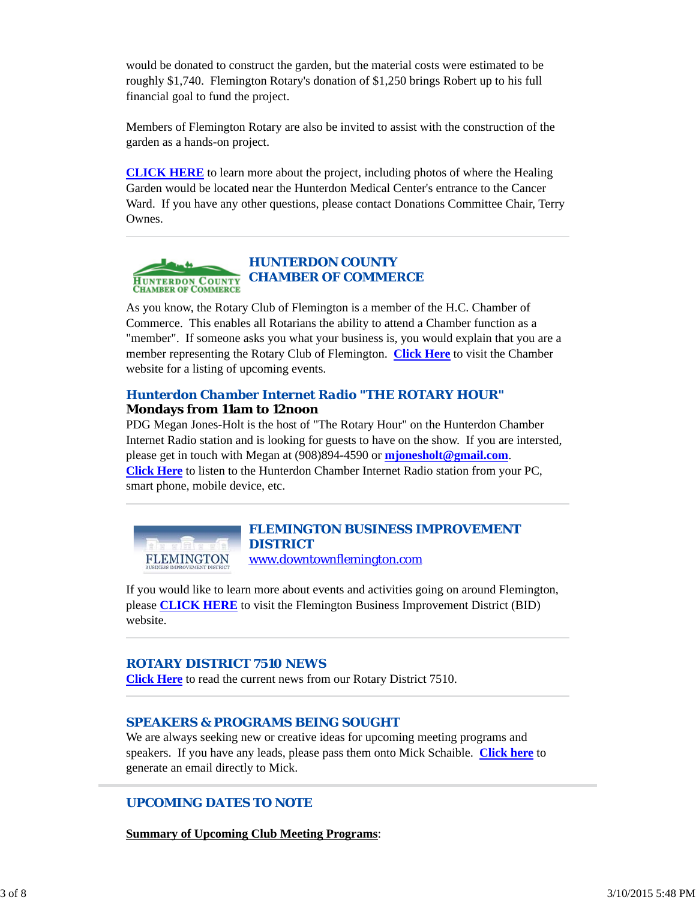would be donated to construct the garden, but the material costs were estimated to be roughly $1,740.  Flemington Rotary's donation of $1,250 brings Robert up to his full financial goal to fund the project.

Members of Flemington Rotary are also be invited to assist with the construction of the garden as a hands-on project.

**CLICK HERE** to learn more about the project, including photos of where the Healing Garden would be located near the Hunterdon Medical Center's entrance to the Cancer Ward.  If you have any other questions, please contact Donations Committee Chair, Terry Ownes.

---

## HUNTERDON COUNTY CHAMBER OF COMMERCE

As you know, the Rotary Club of Flemington is a member of the H.C. Chamber of Commerce.  This enables all Rotarians the ability to attend a Chamber function as a "member".  If someone asks you what your business is, you would explain that you are a member representing the Rotary Club of Flemington.  **Click Here** to visit the Chamber website for a listing of upcoming events.

### Hunterdon Chamber Internet Radio "THE ROTARY HOUR"

**Mondays from 11am to 12noon**

PDG Megan Jones-Holt is the host of "The Rotary Hour" on the Hunterdon Chamber Internet Radio station and is looking for guests to have on the show.  If you are intersted, please get in touch with Megan at (908)894-4590 or **mjonesholt@gmail.com**. **Click Here** to listen to the Hunterdon Chamber Internet Radio station from your PC, smart phone, mobile device, etc.

---

## FLEMINGTON BUSINESS IMPROVEMENT DISTRICT

www.downtownflemington.com

If you would like to learn more about events and activities going on around Flemington, please **CLICK HERE** to visit the Flemington Business Improvement District (BID) website.

---

## ROTARY DISTRICT 7510 NEWS

**Click Here** to read the current news from our Rotary District 7510.

---

## SPEAKERS & PROGRAMS BEING SOUGHT

We are always seeking new or creative ideas for upcoming meeting programs and speakers.  If you have any leads, please pass them onto Mick Schaible.  **Click here** to generate an email directly to Mick.

---

## UPCOMING DATES TO NOTE

**Summary of Upcoming Club Meeting Programs**: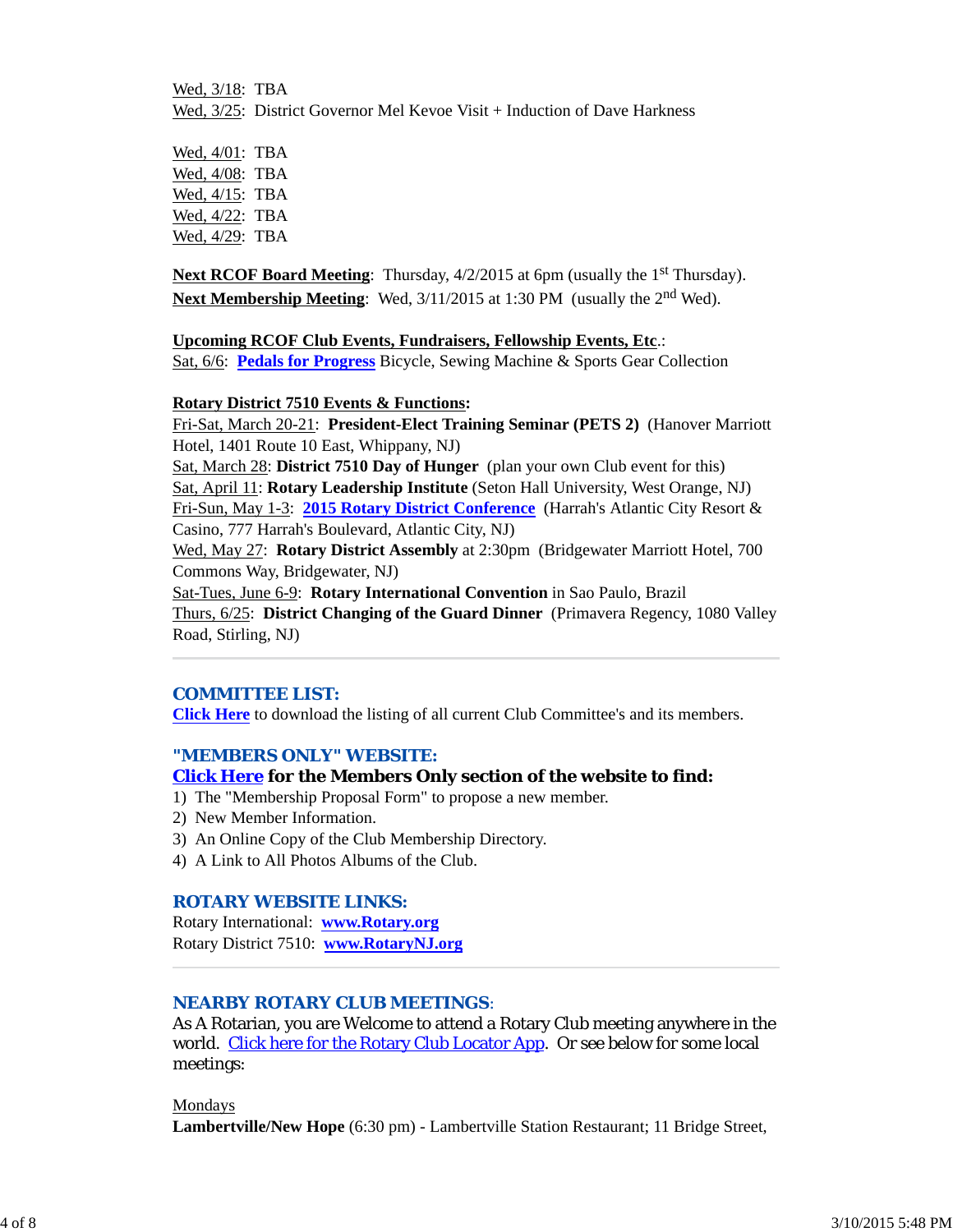Wed, 3/18: TBA
Wed, 3/25: District Governor Mel Kevoe Visit + Induction of Dave Harkness

Wed, 4/01: TBA
Wed, 4/08: TBA
Wed, 4/15: TBA
Wed, 4/22: TBA
Wed, 4/29: TBA

**Next RCOF Board Meeting**: Thursday, 4/2/2015 at 6pm (usually the 1st Thursday).
**Next Membership Meeting**: Wed, 3/11/2015 at 1:30 PM (usually the 2nd Wed).

**Upcoming RCOF Club Events, Fundraisers, Fellowship Events, Etc.**:
Sat, 6/6: **Pedals for Progress** Bicycle, Sewing Machine & Sports Gear Collection

**Rotary District 7510 Events & Functions:**
Fri-Sat, March 20-21: **President-Elect Training Seminar (PETS 2)** (Hanover Marriott Hotel, 1401 Route 10 East, Whippany, NJ)
Sat, March 28: **District 7510 Day of Hunger** (plan your own Club event for this)
Sat, April 11: **Rotary Leadership Institute** (Seton Hall University, West Orange, NJ)
Fri-Sun, May 1-3: **2015 Rotary District Conference** (Harrah's Atlantic City Resort & Casino, 777 Harrah's Boulevard, Atlantic City, NJ)
Wed, May 27: **Rotary District Assembly** at 2:30pm (Bridgewater Marriott Hotel, 700 Commons Way, Bridgewater, NJ)
Sat-Tues, June 6-9: **Rotary International Convention** in Sao Paulo, Brazil
Thurs, 6/25: **District Changing of the Guard Dinner** (Primavera Regency, 1080 Valley Road, Stirling, NJ)

---

## COMMITTEE LIST:

**Click Here** to download the listing of all current Club Committee's and its members.

## "MEMBERS ONLY" WEBSITE:

**Click Here for the Members Only section of the website to find:**

1) The "Membership Proposal Form" to propose a new member.
2) New Member Information.
3) An Online Copy of the Club Membership Directory.
4) A Link to All Photos Albums of the Club.

## ROTARY WEBSITE LINKS:

Rotary International: **www.Rotary.org**
Rotary District 7510: **www.RotaryNJ.org**

---

## NEARBY ROTARY CLUB MEETINGS:

As A Rotarian, you are Welcome to attend a Rotary Club meeting anywhere in the world. Click here for the Rotary Club Locator App. Or see below for some local meetings:

Mondays
**Lambertville/New Hope** (6:30 pm) - Lambertville Station Restaurant; 11 Bridge Street,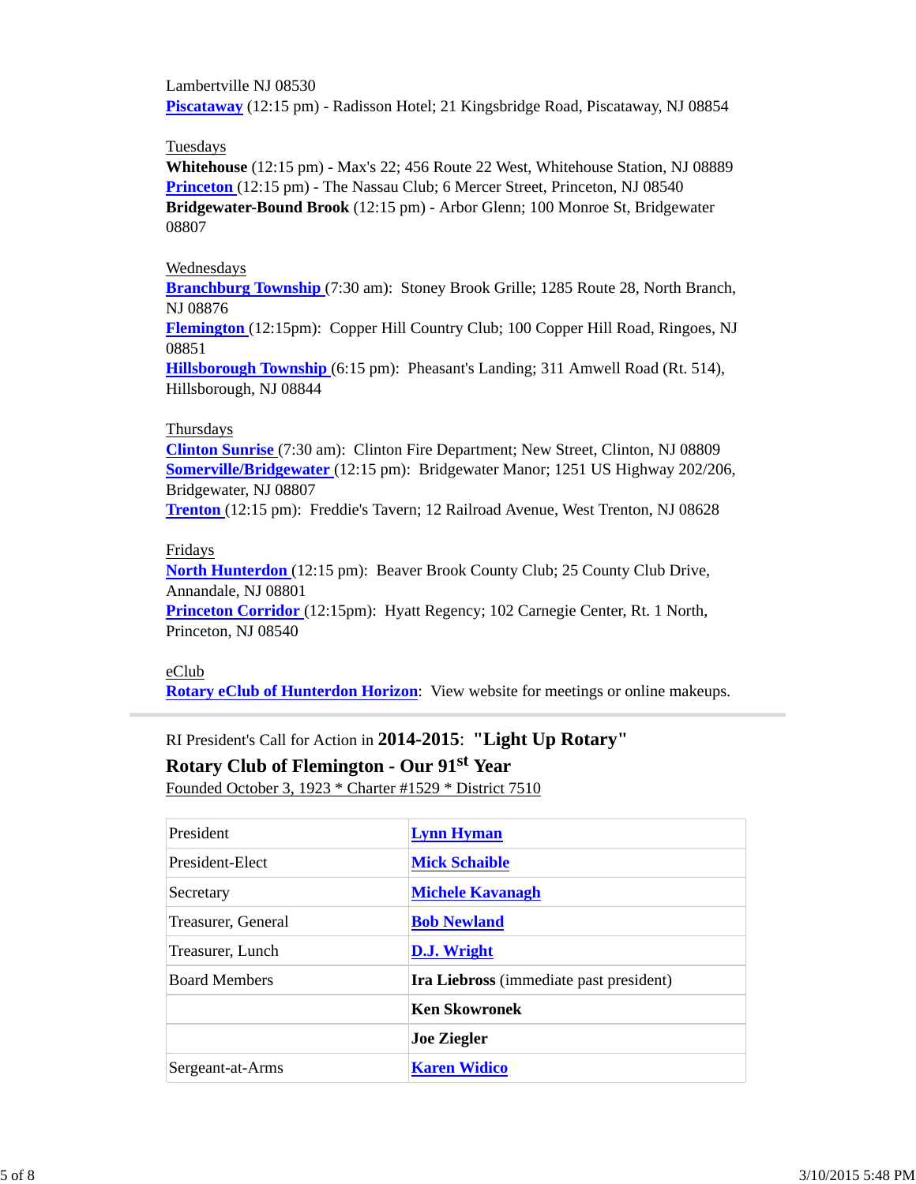Lambertville NJ 08530
**Piscataway** (12:15 pm) - Radisson Hotel; 21 Kingsbridge Road, Piscataway, NJ 08854

Tuesdays
**Whitehouse** (12:15 pm) - Max's 22; 456 Route 22 West, Whitehouse Station, NJ 08889
**Princeton** (12:15 pm) - The Nassau Club; 6 Mercer Street, Princeton, NJ 08540
**Bridgewater-Bound Brook** (12:15 pm) - Arbor Glenn; 100 Monroe St, Bridgewater 08807

Wednesdays
**Branchburg Township** (7:30 am): Stoney Brook Grille; 1285 Route 28, North Branch, NJ 08876
**Flemington** (12:15pm): Copper Hill Country Club; 100 Copper Hill Road, Ringoes, NJ 08851
**Hillsborough Township** (6:15 pm): Pheasant's Landing; 311 Amwell Road (Rt. 514), Hillsborough, NJ 08844

Thursdays
**Clinton Sunrise** (7:30 am): Clinton Fire Department; New Street, Clinton, NJ 08809
**Somerville/Bridgewater** (12:15 pm): Bridgewater Manor; 1251 US Highway 202/206, Bridgewater, NJ 08807
**Trenton** (12:15 pm): Freddie's Tavern; 12 Railroad Avenue, West Trenton, NJ 08628

Fridays
**North Hunterdon** (12:15 pm): Beaver Brook County Club; 25 County Club Drive, Annandale, NJ 08801
**Princeton Corridor** (12:15pm): Hyatt Regency; 102 Carnegie Center, Rt. 1 North, Princeton, NJ 08540

eClub
**Rotary eClub of Hunterdon Horizon**: View website for meetings or online makeups.

---

RI President's Call for Action in **2014-2015**: **"Light Up Rotary"**

**Rotary Club of Flemington - Our 91st Year**

Founded October 3, 1923 * Charter #1529 * District 7510

| | |
|---|---|
| President | **Lynn Hyman** |
| President-Elect | **Mick Schaible** |
| Secretary | **Michele Kavanagh** |
| Treasurer, General | **Bob Newland** |
| Treasurer, Lunch | **D.J. Wright** |
| Board Members | **Ira Liebross** (immediate past president) |
| | **Ken Skowronek** |
| | **Joe Ziegler** |
| Sergeant-at-Arms | **Karen Widico** |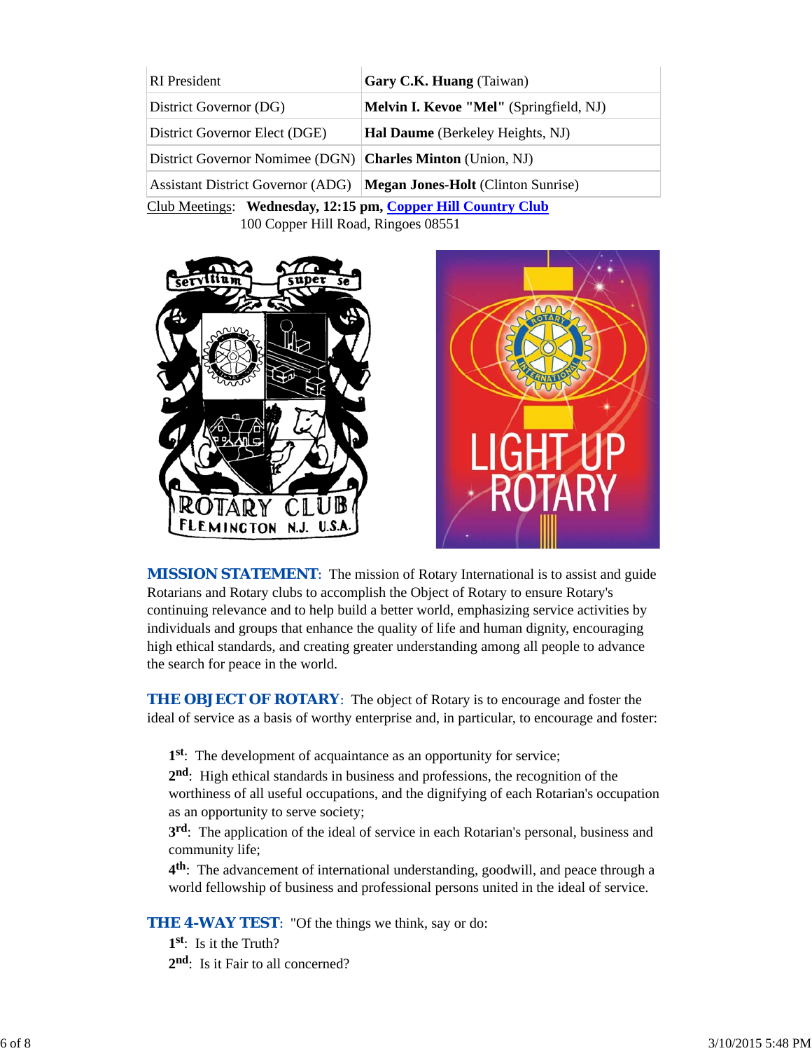| | |
|---|---|
| RI President | **Gary C.K. Huang** (Taiwan) |
| District Governor (DG) | **Melvin I. Kevoe "Mel"** (Springfield, NJ) |
| District Governor Elect (DGE) | **Hal Daume** (Berkeley Heights, NJ) |
| District Governor Nomimee (DGN) | **Charles Minton** (Union, NJ) |
| Assistant District Governor (ADG) | **Megan Jones-Holt** (Clinton Sunrise) |

Club Meetings: **Wednesday, 12:15 pm, Copper Hill Country Club**
100 Copper Hill Road, Ringoes 08551

**MISSION STATEMENT**: The mission of Rotary International is to assist and guide Rotarians and Rotary clubs to accomplish the Object of Rotary to ensure Rotary's continuing relevance and to help build a better world, emphasizing service activities by individuals and groups that enhance the quality of life and human dignity, encouraging high ethical standards, and creating greater understanding among all people to advance the search for peace in the world.

**THE OBJECT OF ROTARY**: The object of Rotary is to encourage and foster the ideal of service as a basis of worthy enterprise and, in particular, to encourage and foster:

**1st**: The development of acquaintance as an opportunity for service;
**2nd**: High ethical standards in business and professions, the recognition of the worthiness of all useful occupations, and the dignifying of each Rotarian's occupation as an opportunity to serve society;
**3rd**: The application of the ideal of service in each Rotarian's personal, business and community life;
**4th**: The advancement of international understanding, goodwill, and peace through a world fellowship of business and professional persons united in the ideal of service.

**THE 4-WAY TEST**: "Of the things we think, say or do:
**1st**: Is it the Truth?
**2nd**: Is it Fair to all concerned?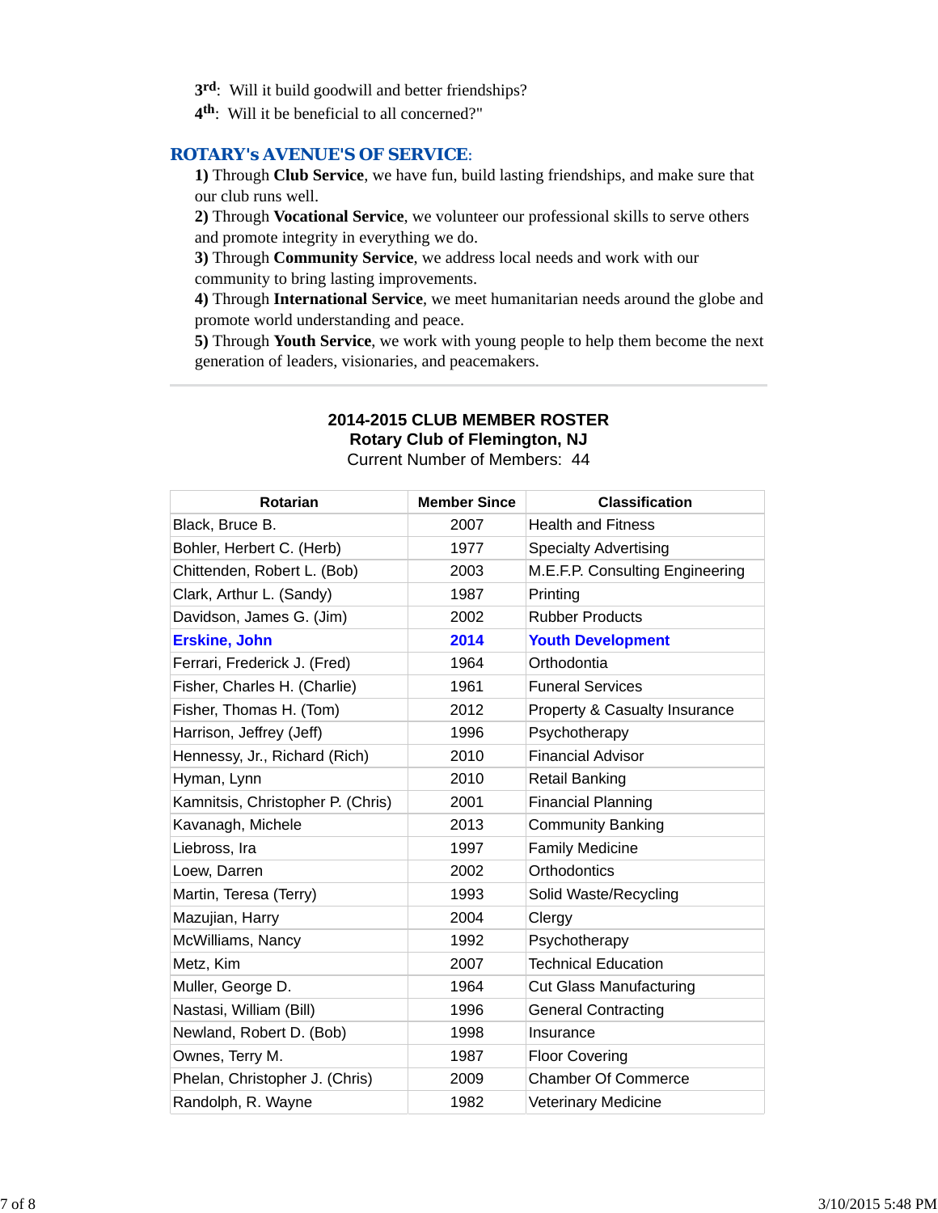3rd: Will it build goodwill and better friendships?
4th: Will it be beneficial to all concerned?"

## ROTARY's AVENUE'S OF SERVICE:

**1)** Through **Club Service**, we have fun, build lasting friendships, and make sure that our club runs well.
**2)** Through **Vocational Service**, we volunteer our professional skills to serve others and promote integrity in everything we do.
**3)** Through **Community Service**, we address local needs and work with our community to bring lasting improvements.
**4)** Through **International Service**, we meet humanitarian needs around the globe and promote world understanding and peace.
**5)** Through **Youth Service**, we work with young people to help them become the next generation of leaders, visionaries, and peacemakers.

---

**2014-2015 CLUB MEMBER ROSTER**
**Rotary Club of Flemington, NJ**
Current Number of Members: 44

| Rotarian | Member Since | Classification |
|---|---|---|
| Black, Bruce B. | 2007 | Health and Fitness |
| Bohler, Herbert C. (Herb) | 1977 | Specialty Advertising |
| Chittenden, Robert L. (Bob) | 2003 | M.E.F.P. Consulting Engineering |
| Clark, Arthur L. (Sandy) | 1987 | Printing |
| Davidson, James G. (Jim) | 2002 | Rubber Products |
| **Erskine, John** | **2014** | **Youth Development** |
| Ferrari, Frederick J. (Fred) | 1964 | Orthodontia |
| Fisher, Charles H. (Charlie) | 1961 | Funeral Services |
| Fisher, Thomas H. (Tom) | 2012 | Property & Casualty Insurance |
| Harrison, Jeffrey (Jeff) | 1996 | Psychotherapy |
| Hennessy, Jr., Richard (Rich) | 2010 | Financial Advisor |
| Hyman, Lynn | 2010 | Retail Banking |
| Kamnitsis, Christopher P. (Chris) | 2001 | Financial Planning |
| Kavanagh, Michele | 2013 | Community Banking |
| Liebross, Ira | 1997 | Family Medicine |
| Loew, Darren | 2002 | Orthodontics |
| Martin, Teresa (Terry) | 1993 | Solid Waste/Recycling |
| Mazujian, Harry | 2004 | Clergy |
| McWilliams, Nancy | 1992 | Psychotherapy |
| Metz, Kim | 2007 | Technical Education |
| Muller, George D. | 1964 | Cut Glass Manufacturing |
| Nastasi, William (Bill) | 1996 | General Contracting |
| Newland, Robert D. (Bob) | 1998 | Insurance |
| Ownes, Terry M. | 1987 | Floor Covering |
| Phelan, Christopher J. (Chris) | 2009 | Chamber Of Commerce |
| Randolph, R. Wayne | 1982 | Veterinary Medicine |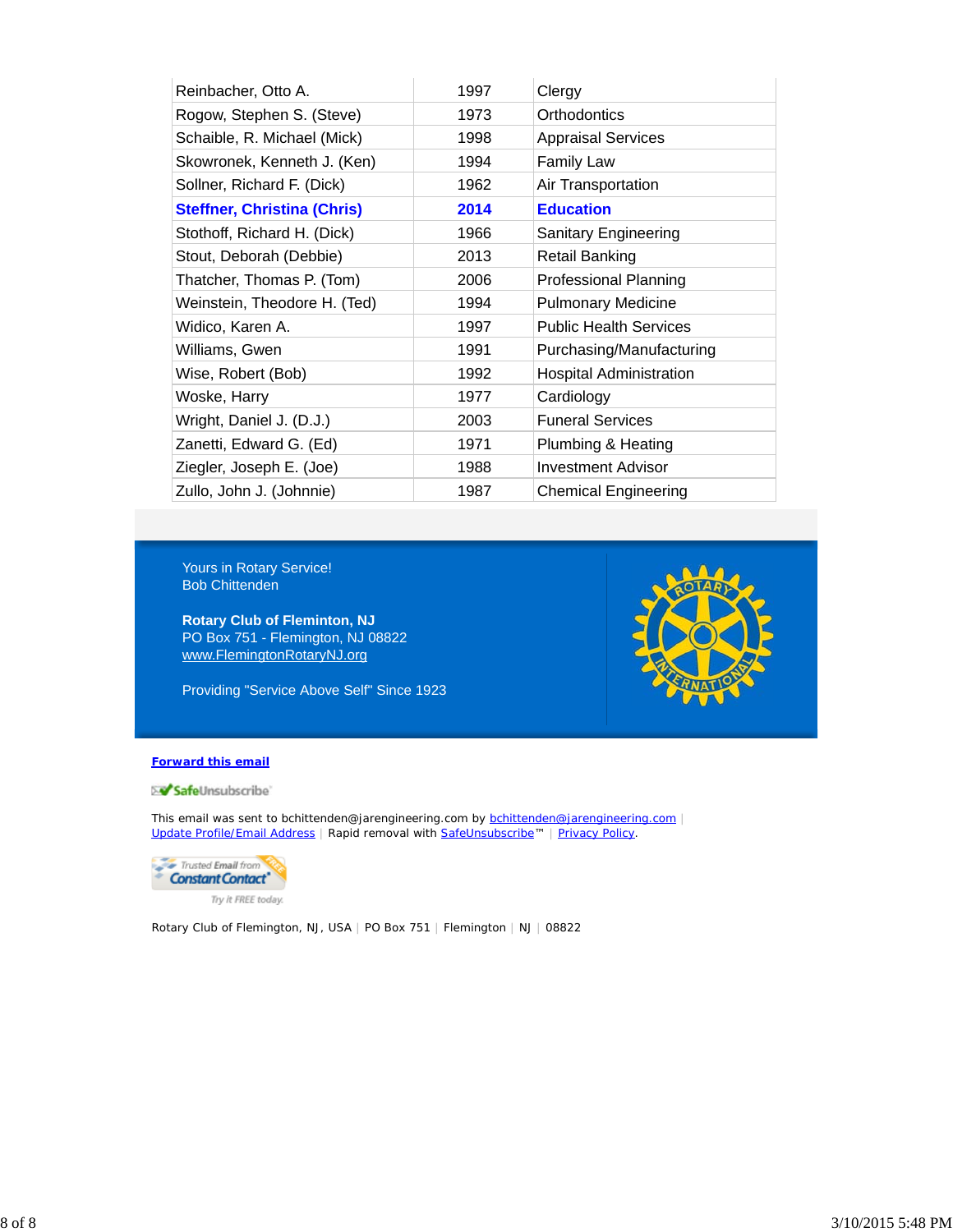| | | |
|---|---|---|
| Reinbacher, Otto A. | 1997 | Clergy |
| Rogow, Stephen S. (Steve) | 1973 | Orthodontics |
| Schaible, R. Michael (Mick) | 1998 | Appraisal Services |
| Skowronek, Kenneth J. (Ken) | 1994 | Family Law |
| Sollner, Richard F. (Dick) | 1962 | Air Transportation |
| **Steffner, Christina (Chris)** | **2014** | **Education** |
| Stothoff, Richard H. (Dick) | 1966 | Sanitary Engineering |
| Stout, Deborah (Debbie) | 2013 | Retail Banking |
| Thatcher, Thomas P. (Tom) | 2006 | Professional Planning |
| Weinstein, Theodore H. (Ted) | 1994 | Pulmonary Medicine |
| Widico, Karen A. | 1997 | Public Health Services |
| Williams, Gwen | 1991 | Purchasing/Manufacturing |
| Wise, Robert (Bob) | 1992 | Hospital Administration |
| Woske, Harry | 1977 | Cardiology |
| Wright, Daniel J. (D.J.) | 2003 | Funeral Services |
| Zanetti, Edward G. (Ed) | 1971 | Plumbing & Heating |
| Ziegler, Joseph E. (Joe) | 1988 | Investment Advisor |
| Zullo, John J. (Johnnie) | 1987 | Chemical Engineering |

Yours in Rotary Service!
Bob Chittenden

**Rotary Club of Fleminton, NJ**
PO Box 751 - Flemington, NJ 08822
www.FlemingtonRotaryNJ.org

Providing "Service Above Self" Since 1923

ROTARY INTERNATIONAL

**Forward this email**

SafeUnsubscribe

This email was sent to bchittenden@jarengineering.com by bchittenden@jarengineering.com | Update Profile/Email Address | Rapid removal with SafeUnsubscribe™ | Privacy Policy.

Trusted Email from Constant Contact FREE
Try it FREE today.

Rotary Club of Flemington, NJ, USA | PO Box 751 | Flemington | NJ | 08822